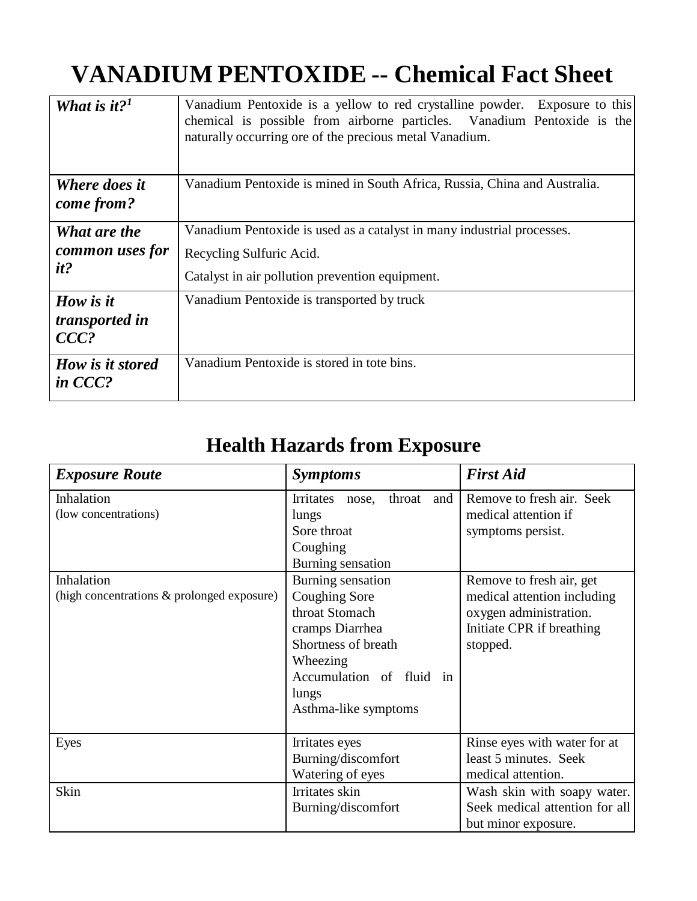# VANADIUM PENTOXIDE -- Chemical Fact Sheet

| | |
|---|---|
| ***What is it?***[1] | Vanadium Pentoxide is a yellow to red crystalline powder. Exposure to this chemical is possible from airborne particles. Vanadium Pentoxide is the naturally occurring ore of the precious metal Vanadium. |
| ***Where does it come from?*** | Vanadium Pentoxide is mined in South Africa, Russia, China and Australia. |
| ***What are the common uses for it?*** | Vanadium Pentoxide is used as a catalyst in many industrial processes.<br>Recycling Sulfuric Acid.<br>Catalyst in air pollution prevention equipment. |
| ***How is it transported in CCC?*** | Vanadium Pentoxide is transported by truck |
| ***How is it stored in CCC?*** | Vanadium Pentoxide is stored in tote bins. |

## Health Hazards from Exposure

| *Exposure Route* | *Symptoms* | *First Aid* |
|---|---|---|
| Inhalation<br>(low concentrations) | Irritates nose, throat and lungs<br>Sore throat<br>Coughing<br>Burning sensation | Remove to fresh air. Seek medical attention if symptoms persist. |
| Inhalation<br>(high concentrations & prolonged exposure) | Burning sensation<br>Coughing Sore throat Stomach cramps Diarrhea<br>Shortness of breath<br>Wheezing<br>Accumulation of fluid in lungs<br>Asthma-like symptoms | Remove to fresh air, get medical attention including oxygen administration. Initiate CPR if breathing stopped. |
| Eyes | Irritates eyes<br>Burning/discomfort<br>Watering of eyes | Rinse eyes with water for at least 5 minutes. Seek medical attention. |
| Skin | Irritates skin<br>Burning/discomfort | Wash skin with soapy water. Seek medical attention for all but minor exposure. |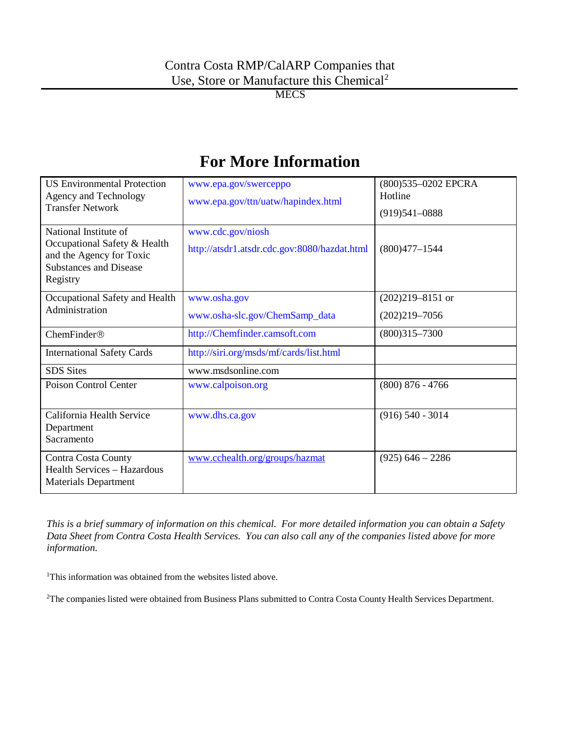Contra Costa RMP/CalARP Companies that Use, Store or Manufacture this Chemical[2]

MECS

# For More Information

| | | |
|---|---|---|
| US Environmental Protection Agency and Technology Transfer Network | www.epa.gov/swerceppo<br>www.epa.gov/ttn/uatw/hapindex.html | (800)535–0202 EPCRA Hotline<br>(919)541–0888 |
| National Institute of Occupational Safety & Health and the Agency for Toxic Substances and Disease Registry | www.cdc.gov/niosh<br>http://atsdr1.atsdr.cdc.gov:8080/hazdat.html | (800)477–1544 |
| Occupational Safety and Health Administration | www.osha.gov<br>www.osha-slc.gov/ChemSamp_data | (202)219–8151 or<br>(202)219–7056 |
| ChemFinder® | http://Chemfinder.camsoft.com | (800)315–7300 |
| International Safety Cards | http://siri.org/msds/mf/cards/list.html | |
| SDS Sites | www.msdsonline.com | |
| Poison Control Center | www.calpoison.org | (800) 876 - 4766 |
| California Health Service Department Sacramento | www.dhs.ca.gov | (916) 540 - 3014 |
| Contra Costa County Health Services – Hazardous Materials Department | www.cchealth.org/groups/hazmat | (925) 646 – 2286 |

*This is a brief summary of information on this chemical. For more detailed information you can obtain a Safety Data Sheet from Contra Costa Health Services. You can also call any of the companies listed above for more information.*

[1]This information was obtained from the websites listed above.

[2]The companies listed were obtained from Business Plans submitted to Contra Costa County Health Services Department.